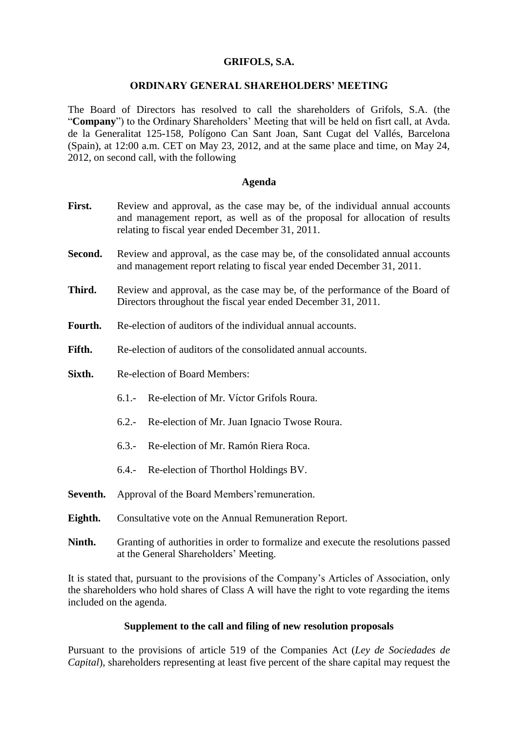# GRIFOLS, S.A.

## ORDINARY GENERAL SHAREHOLDERS' MEETING

The Board of Directors has resolved to call the shareholders of Grifols, S.A. (the "**Company**") to the Ordinary Shareholders' Meeting that will be held on fisrt call, at Avda. de la Generalitat 125-158, Polígono Can Sant Joan, Sant Cugat del Vallés, Barcelona (Spain), at 12:00 a.m. CET on May 23, 2012, and at the same place and time, on May 24, 2012, on second call, with the following

### Agenda

**First.** Review and approval, as the case may be, of the individual annual accounts and management report, as well as of the proposal for allocation of results relating to fiscal year ended December 31, 2011.

**Second.** Review and approval, as the case may be, of the consolidated annual accounts and management report relating to fiscal year ended December 31, 2011.

**Third.** Review and approval, as the case may be, of the performance of the Board of Directors throughout the fiscal year ended December 31, 2011.

**Fourth.** Re-election of auditors of the individual annual accounts.

**Fifth.** Re-election of auditors of the consolidated annual accounts.

**Sixth.** Re-election of Board Members:

6.1.- Re-election of Mr. Víctor Grifols Roura.

6.2.- Re-election of Mr. Juan Ignacio Twose Roura.

6.3.- Re-election of Mr. Ramón Riera Roca.

6.4.- Re-election of Thorthol Holdings BV.

**Seventh.** Approval of the Board Members'remuneration.

**Eighth.** Consultative vote on the Annual Remuneration Report.

**Ninth.** Granting of authorities in order to formalize and execute the resolutions passed at the General Shareholders' Meeting.

It is stated that, pursuant to the provisions of the Company's Articles of Association, only the shareholders who hold shares of Class A will have the right to vote regarding the items included on the agenda.

### Supplement to the call and filing of new resolution proposals

Pursuant to the provisions of article 519 of the Companies Act (*Ley de Sociedades de Capital*), shareholders representing at least five percent of the share capital may request the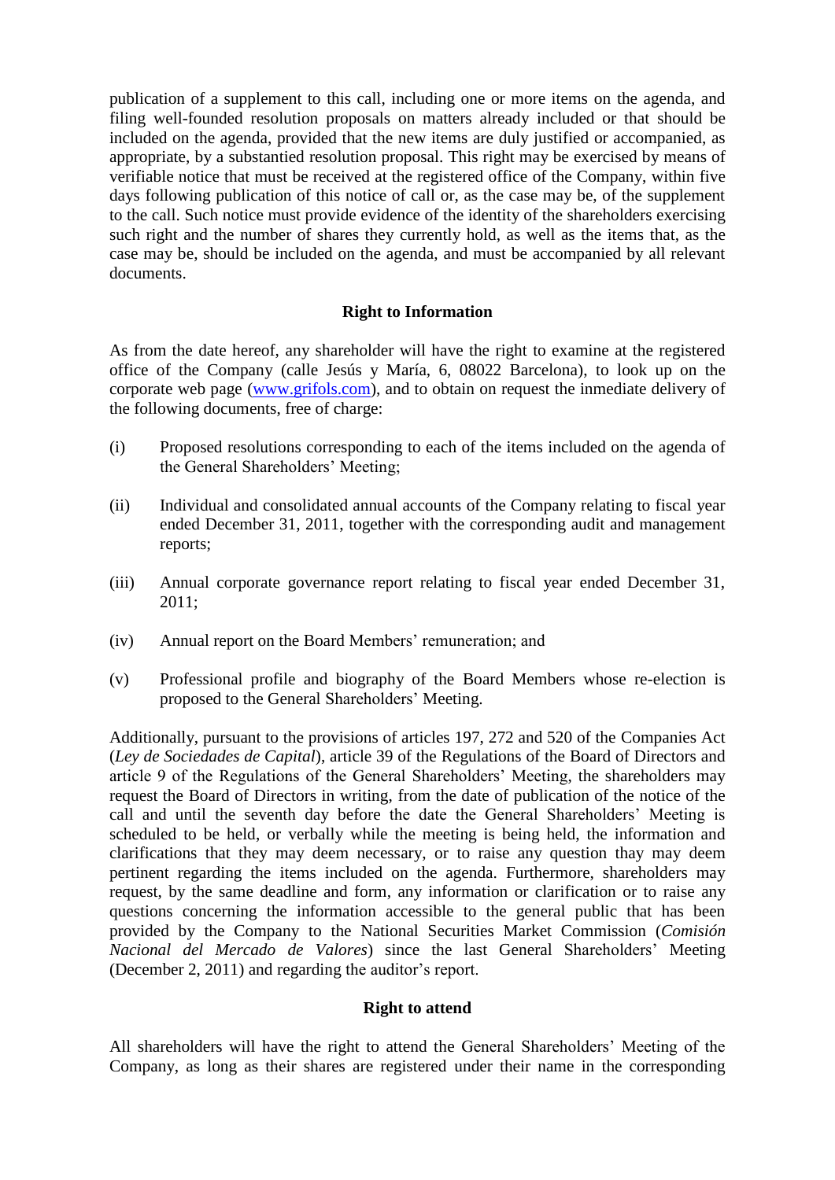publication of a supplement to this call, including one or more items on the agenda, and filing well-founded resolution proposals on matters already included or that should be included on the agenda, provided that the new items are duly justified or accompanied, as appropriate, by a substantied resolution proposal. This right may be exercised by means of verifiable notice that must be received at the registered office of the Company, within five days following publication of this notice of call or, as the case may be, of the supplement to the call. Such notice must provide evidence of the identity of the shareholders exercising such right and the number of shares they currently hold, as well as the items that, as the case may be, should be included on the agenda, and must be accompanied by all relevant documents.

**Right to Information**

As from the date hereof, any shareholder will have the right to examine at the registered office of the Company (calle Jesús y María, 6, 08022 Barcelona), to look up on the corporate web page ([www.grifols.com](http://www.grifols.com)), and to obtain on request the inmediate delivery of the following documents, free of charge:

(i) Proposed resolutions corresponding to each of the items included on the agenda of the General Shareholders' Meeting;

(ii) Individual and consolidated annual accounts of the Company relating to fiscal year ended December 31, 2011, together with the corresponding audit and management reports;

(iii) Annual corporate governance report relating to fiscal year ended December 31, 2011;

(iv) Annual report on the Board Members' remuneration; and

(v) Professional profile and biography of the Board Members whose re-election is proposed to the General Shareholders' Meeting.

Additionally, pursuant to the provisions of articles 197, 272 and 520 of the Companies Act (*Ley de Sociedades de Capital*), article 39 of the Regulations of the Board of Directors and article 9 of the Regulations of the General Shareholders' Meeting, the shareholders may request the Board of Directors in writing, from the date of publication of the notice of the call and until the seventh day before the date the General Shareholders' Meeting is scheduled to be held, or verbally while the meeting is being held, the information and clarifications that they may deem necessary, or to raise any question thay may deem pertinent regarding the items included on the agenda. Furthermore, shareholders may request, by the same deadline and form, any information or clarification or to raise any questions concerning the information accessible to the general public that has been provided by the Company to the National Securities Market Commission (*Comisión Nacional del Mercado de Valores*) since the last General Shareholders' Meeting (December 2, 2011) and regarding the auditor's report.

**Right to attend**

All shareholders will have the right to attend the General Shareholders' Meeting of the Company, as long as their shares are registered under their name in the corresponding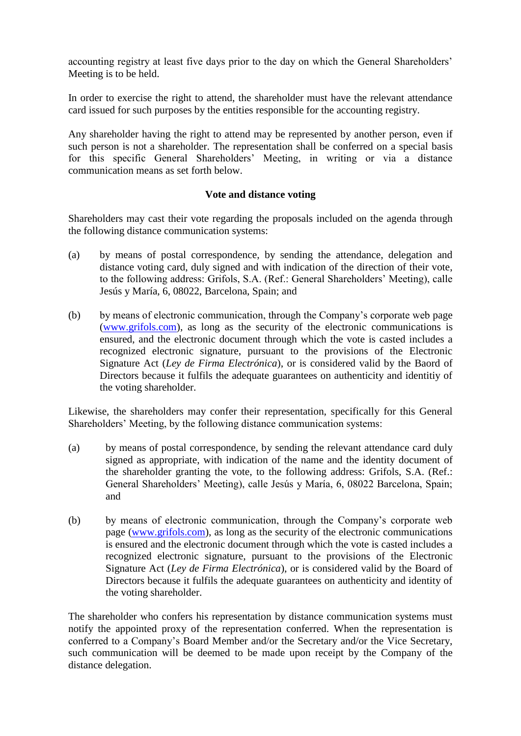accounting registry at least five days prior to the day on which the General Shareholders' Meeting is to be held.

In order to exercise the right to attend, the shareholder must have the relevant attendance card issued for such purposes by the entities responsible for the accounting registry.

Any shareholder having the right to attend may be represented by another person, even if such person is not a shareholder. The representation shall be conferred on a special basis for this specific General Shareholders' Meeting, in writing or via a distance communication means as set forth below.

**Vote and distance voting**

Shareholders may cast their vote regarding the proposals included on the agenda through the following distance communication systems:

(a) by means of postal correspondence, by sending the attendance, delegation and distance voting card, duly signed and with indication of the direction of their vote, to the following address: Grifols, S.A. (Ref.: General Shareholders' Meeting), calle Jesús y María, 6, 08022, Barcelona, Spain; and

(b) by means of electronic communication, through the Company's corporate web page (www.grifols.com), as long as the security of the electronic communications is ensured, and the electronic document through which the vote is casted includes a recognized electronic signature, pursuant to the provisions of the Electronic Signature Act (*Ley de Firma Electrónica*), or is considered valid by the Baord of Directors because it fulfils the adequate guarantees on authenticity and identitiy of the voting shareholder.

Likewise, the shareholders may confer their representation, specifically for this General Shareholders' Meeting, by the following distance communication systems:

(a) by means of postal correspondence, by sending the relevant attendance card duly signed as appropriate, with indication of the name and the identity document of the shareholder granting the vote, to the following address: Grifols, S.A. (Ref.: General Shareholders' Meeting), calle Jesús y María, 6, 08022 Barcelona, Spain; and

(b) by means of electronic communication, through the Company's corporate web page (www.grifols.com), as long as the security of the electronic communications is ensured and the electronic document through which the vote is casted includes a recognized electronic signature, pursuant to the provisions of the Electronic Signature Act (*Ley de Firma Electrónica*), or is considered valid by the Board of Directors because it fulfils the adequate guarantees on authenticity and identity of the voting shareholder.

The shareholder who confers his representation by distance communication systems must notify the appointed proxy of the representation conferred. When the representation is conferred to a Company's Board Member and/or the Secretary and/or the Vice Secretary, such communication will be deemed to be made upon receipt by the Company of the distance delegation.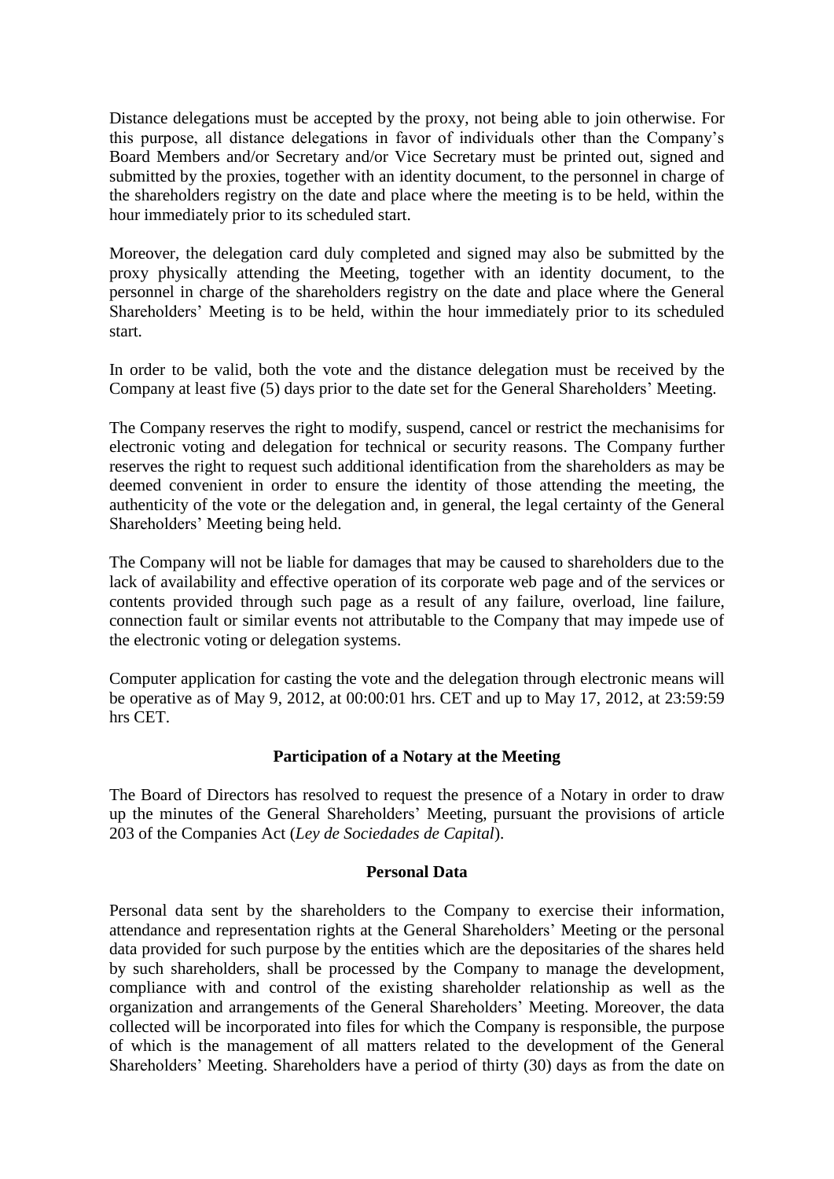Distance delegations must be accepted by the proxy, not being able to join otherwise. For this purpose, all distance delegations in favor of individuals other than the Company's Board Members and/or Secretary and/or Vice Secretary must be printed out, signed and submitted by the proxies, together with an identity document, to the personnel in charge of the shareholders registry on the date and place where the meeting is to be held, within the hour immediately prior to its scheduled start.

Moreover, the delegation card duly completed and signed may also be submitted by the proxy physically attending the Meeting, together with an identity document, to the personnel in charge of the shareholders registry on the date and place where the General Shareholders' Meeting is to be held, within the hour immediately prior to its scheduled start.

In order to be valid, both the vote and the distance delegation must be received by the Company at least five (5) days prior to the date set for the General Shareholders' Meeting.

The Company reserves the right to modify, suspend, cancel or restrict the mechanisims for electronic voting and delegation for technical or security reasons. The Company further reserves the right to request such additional identification from the shareholders as may be deemed convenient in order to ensure the identity of those attending the meeting, the authenticity of the vote or the delegation and, in general, the legal certainty of the General Shareholders' Meeting being held.

The Company will not be liable for damages that may be caused to shareholders due to the lack of availability and effective operation of its corporate web page and of the services or contents provided through such page as a result of any failure, overload, line failure, connection fault or similar events not attributable to the Company that may impede use of the electronic voting or delegation systems.

Computer application for casting the vote and the delegation through electronic means will be operative as of May 9, 2012, at 00:00:01 hrs. CET and up to May 17, 2012, at 23:59:59 hrs CET.

**Participation of a Notary at the Meeting**

The Board of Directors has resolved to request the presence of a Notary in order to draw up the minutes of the General Shareholders' Meeting, pursuant the provisions of article 203 of the Companies Act (*Ley de Sociedades de Capital*).

**Personal Data**

Personal data sent by the shareholders to the Company to exercise their information, attendance and representation rights at the General Shareholders' Meeting or the personal data provided for such purpose by the entities which are the depositaries of the shares held by such shareholders, shall be processed by the Company to manage the development, compliance with and control of the existing shareholder relationship as well as the organization and arrangements of the General Shareholders' Meeting. Moreover, the data collected will be incorporated into files for which the Company is responsible, the purpose of which is the management of all matters related to the development of the General Shareholders' Meeting. Shareholders have a period of thirty (30) days as from the date on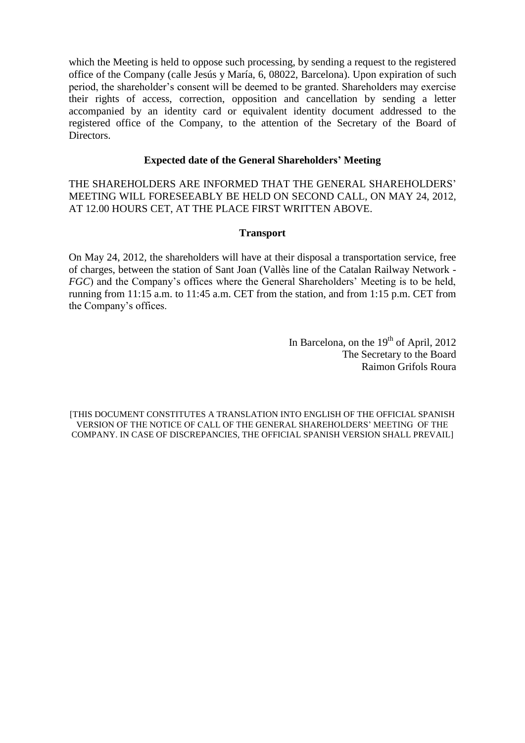which the Meeting is held to oppose such processing, by sending a request to the registered office of the Company (calle Jesús y María, 6, 08022, Barcelona). Upon expiration of such period, the shareholder's consent will be deemed to be granted. Shareholders may exercise their rights of access, correction, opposition and cancellation by sending a letter accompanied by an identity card or equivalent identity document addressed to the registered office of the Company, to the attention of the Secretary of the Board of Directors.

**Expected date of the General Shareholders' Meeting**

THE SHAREHOLDERS ARE INFORMED THAT THE GENERAL SHAREHOLDERS' MEETING WILL FORESEEABLY BE HELD ON SECOND CALL, ON MAY 24, 2012, AT 12.00 HOURS CET, AT THE PLACE FIRST WRITTEN ABOVE.

**Transport**

On May 24, 2012, the shareholders will have at their disposal a transportation service, free of charges, between the station of Sant Joan (Vallès line of the Catalan Railway Network - *FGC*) and the Company's offices where the General Shareholders' Meeting is to be held, running from 11:15 a.m. to 11:45 a.m. CET from the station, and from 1:15 p.m. CET from the Company's offices.

In Barcelona, on the 19th of April, 2012
The Secretary to the Board
Raimon Grifols Roura

[THIS DOCUMENT CONSTITUTES A TRANSLATION INTO ENGLISH OF THE OFFICIAL SPANISH VERSION OF THE NOTICE OF CALL OF THE GENERAL SHAREHOLDERS' MEETING OF THE COMPANY. IN CASE OF DISCREPANCIES, THE OFFICIAL SPANISH VERSION SHALL PREVAIL]